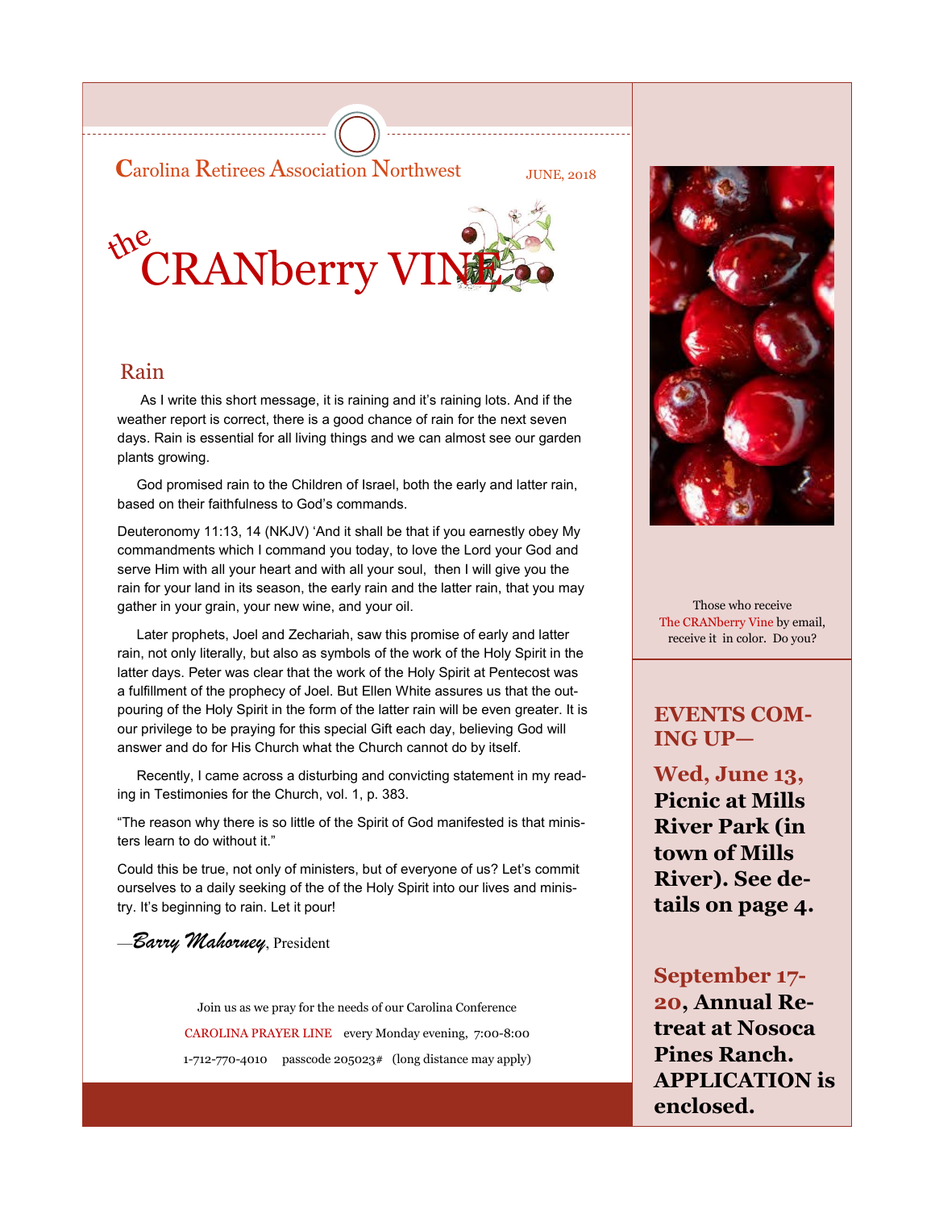Carolina Retirees Association Northwest

JUNE, 2018

# the CRANberry VINE

## Rain

As I write this short message, it is raining and it's raining lots. And if the weather report is correct, there is a good chance of rain for the next seven days. Rain is essential for all living things and we can almost see our garden plants growing.

God promised rain to the Children of Israel, both the early and latter rain, based on their faithfulness to God's commands.

Deuteronomy 11:13, 14 (NKJV) 'And it shall be that if you earnestly obey My commandments which I command you today, to love the Lord your God and serve Him with all your heart and with all your soul, then I will give you the rain for your land in its season, the early rain and the latter rain, that you may gather in your grain, your new wine, and your oil.

Later prophets, Joel and Zechariah, saw this promise of early and latter rain, not only literally, but also as symbols of the work of the Holy Spirit in the latter days. Peter was clear that the work of the Holy Spirit at Pentecost was a fulfillment of the prophecy of Joel. But Ellen White assures us that the outpouring of the Holy Spirit in the form of the latter rain will be even greater. It is our privilege to be praying for this special Gift each day, believing God will answer and do for His Church what the Church cannot do by itself.

Recently, I came across a disturbing and convicting statement in my reading in Testimonies for the Church, vol. 1, p. 383.

"The reason why there is so little of the Spirit of God manifested is that ministers learn to do without it."

Could this be true, not only of ministers, but of everyone of us? Let's commit ourselves to a daily seeking of the of the Holy Spirit into our lives and ministry. It's beginning to rain. Let it pour!

—*Barry Mahorney*, President

Join us as we pray for the needs of our Carolina Conference

CAROLINA PRAYER LINE every Monday evening, 7:00-8:00

1-712-770-4010 passcode 205023# (long distance may apply)

Those who receive The CRANberry Vine by email, receive it in color. Do you?

## EVENTS COMING UP—

**Wed, June 13, Picnic at Mills River Park (in town of Mills River). See details on page 4.**

**September 17-20, Annual Retreat at Nosoca Pines Ranch. APPLICATION is enclosed.**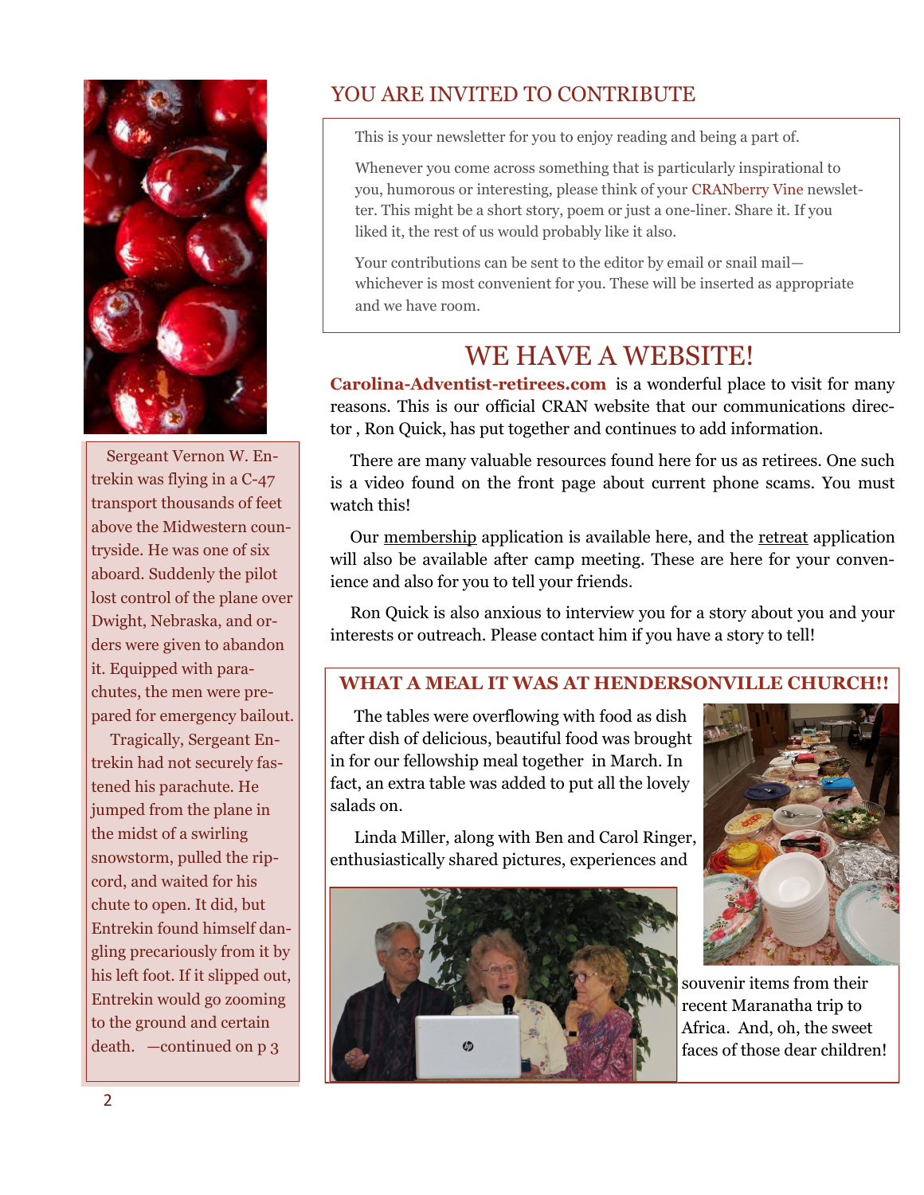Sergeant Vernon W. Entrekin was flying in a C-47 transport thousands of feet above the Midwestern countryside. He was one of six aboard. Suddenly the pilot lost control of the plane over Dwight, Nebraska, and orders were given to abandon it. Equipped with parachutes, the men were prepared for emergency bailout.

Tragically, Sergeant Entrekin had not securely fastened his parachute. He jumped from the plane in the midst of a swirling snowstorm, pulled the ripcord, and waited for his chute to open. It did, but Entrekin found himself dangling precariously from it by his left foot. If it slipped out, Entrekin would go zooming to the ground and certain death. —continued on p 3

## YOU ARE INVITED TO CONTRIBUTE

This is your newsletter for you to enjoy reading and being a part of.

Whenever you come across something that is particularly inspirational to you, humorous or interesting, please think of your CRANberry Vine newsletter. This might be a short story, poem or just a one-liner. Share it. If you liked it, the rest of us would probably like it also.

Your contributions can be sent to the editor by email or snail mail—whichever is most convenient for you. These will be inserted as appropriate and we have room.

## WE HAVE A WEBSITE!

**Carolina-Adventist-retirees.com** is a wonderful place to visit for many reasons. This is our official CRAN website that our communications director , Ron Quick, has put together and continues to add information.

There are many valuable resources found here for us as retirees. One such is a video found on the front page about current phone scams. You must watch this!

Our membership application is available here, and the retreat application will also be available after camp meeting. These are here for your convenience and also for you to tell your friends.

Ron Quick is also anxious to interview you for a story about you and your interests or outreach. Please contact him if you have a story to tell!

## WHAT A MEAL IT WAS AT HENDERSONVILLE CHURCH!!

The tables were overflowing with food as dish after dish of delicious, beautiful food was brought in for our fellowship meal together in March. In fact, an extra table was added to put all the lovely salads on.

Linda Miller, along with Ben and Carol Ringer, enthusiastically shared pictures, experiences and souvenir items from their recent Maranatha trip to Africa. And, oh, the sweet faces of those dear children!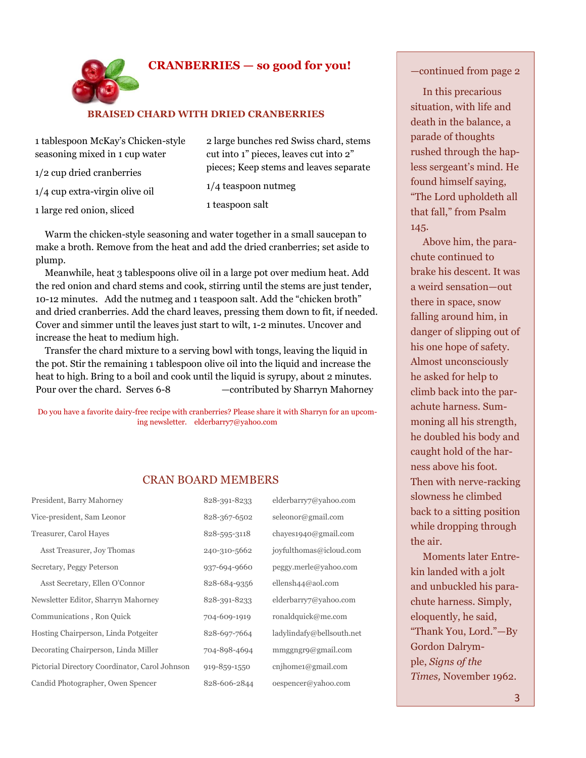## CRANBERRIES — so good for you!

### BRAISED CHARD WITH DRIED CRANBERRIES

1 tablespoon McKay's Chicken-style seasoning mixed in 1 cup water

1/2 cup dried cranberries

1/4 cup extra-virgin olive oil

1 large red onion, sliced

2 large bunches red Swiss chard, stems cut into 1" pieces, leaves cut into 2" pieces; Keep stems and leaves separate

1/4 teaspoon nutmeg

1 teaspoon salt

Warm the chicken-style seasoning and water together in a small saucepan to make a broth. Remove from the heat and add the dried cranberries; set aside to plump.

Meanwhile, heat 3 tablespoons olive oil in a large pot over medium heat. Add the red onion and chard stems and cook, stirring until the stems are just tender, 10-12 minutes. Add the nutmeg and 1 teaspoon salt. Add the "chicken broth" and dried cranberries. Add the chard leaves, pressing them down to fit, if needed. Cover and simmer until the leaves just start to wilt, 1-2 minutes. Uncover and increase the heat to medium high.

Transfer the chard mixture to a serving bowl with tongs, leaving the liquid in the pot. Stir the remaining 1 tablespoon olive oil into the liquid and increase the heat to high. Bring to a boil and cook until the liquid is syrupy, about 2 minutes. Pour over the chard. Serves 6-8 —contributed by Sharryn Mahorney

Do you have a favorite dairy-free recipe with cranberries? Please share it with Sharryn for an upcoming newsletter. elderbarry7@yahoo.com

## CRAN BOARD MEMBERS

| | | |
|---|---|---|
| President, Barry Mahorney | 828-391-8233 | elderbarry7@yahoo.com |
| Vice-president, Sam Leonor | 828-367-6502 | seleonor@gmail.com |
| Treasurer, Carol Hayes | 828-595-3118 | chayes1940@gmail.com |
| Asst Treasurer, Joy Thomas | 240-310-5662 | joyfulthomas@icloud.com |
| Secretary, Peggy Peterson | 937-694-9660 | peggy.merle@yahoo.com |
| Asst Secretary, Ellen O'Connor | 828-684-9356 | ellensh44@aol.com |
| Newsletter Editor, Sharryn Mahorney | 828-391-8233 | elderbarry7@yahoo.com |
| Communications , Ron Quick | 704-609-1919 | ronaldquick@me.com |
| Hosting Chairperson, Linda Potgeiter | 828-697-7664 | ladylindafy@bellsouth.net |
| Decorating Chairperson, Linda Miller | 704-898-4694 | mmggngr9@gmail.com |
| Pictorial Directory Coordinator, Carol Johnson | 919-859-1550 | cnjhome1@gmail.com |
| Candid Photographer, Owen Spencer | 828-606-2844 | oespencer@yahoo.com |

—continued from page 2

In this precarious situation, with life and death in the balance, a parade of thoughts rushed through the hapless sergeant's mind. He found himself saying, "The Lord upholdeth all that fall," from Psalm 145.

Above him, the parachute continued to brake his descent. It was a weird sensation—out there in space, snow falling around him, in danger of slipping out of his one hope of safety. Almost unconsciously he asked for help to climb back into the parachute harness. Summoning all his strength, he doubled his body and caught hold of the harness above his foot. Then with nerve-racking slowness he climbed back to a sitting position while dropping through the air.

Moments later Entrekin landed with a jolt and unbuckled his parachute harness. Simply, eloquently, he said, "Thank You, Lord."—By Gordon Dalrymple, *Signs of the Times,* November 1962.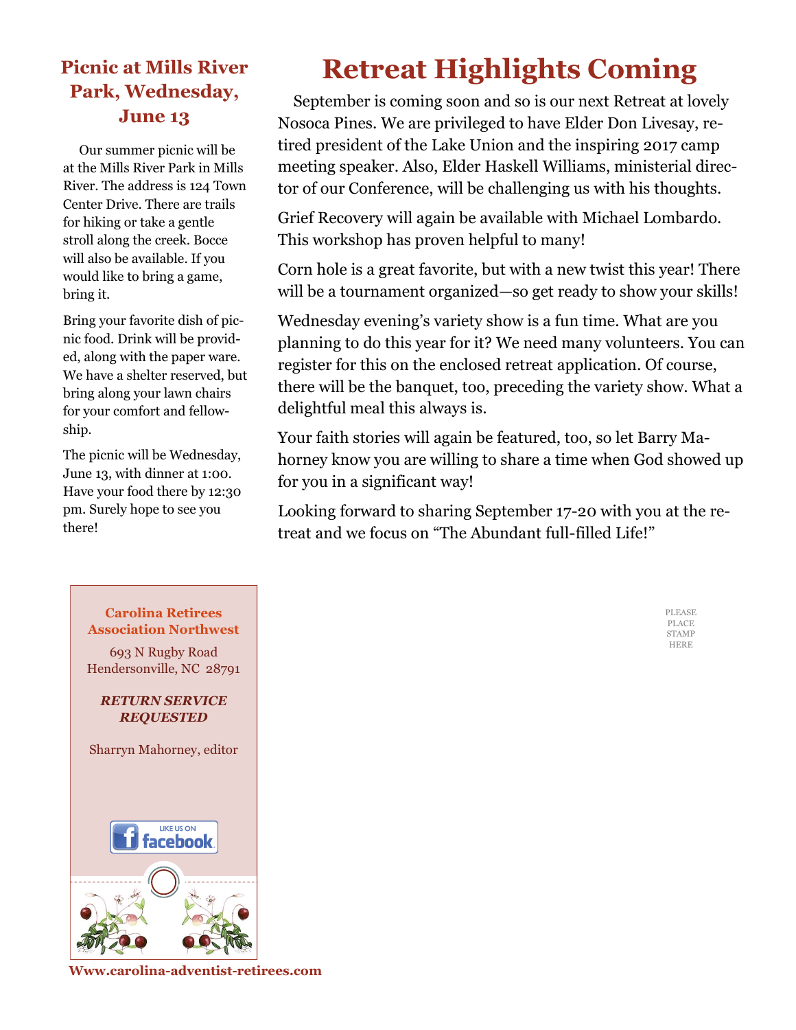## Picnic at Mills River Park, Wednesday, June 13

Our summer picnic will be at the Mills River Park in Mills River. The address is 124 Town Center Drive. There are trails for hiking or take a gentle stroll along the creek. Bocce will also be available. If you would like to bring a game, bring it.

Bring your favorite dish of picnic food. Drink will be provided, along with the paper ware. We have a shelter reserved, but bring along your lawn chairs for your comfort and fellowship.

The picnic will be Wednesday, June 13, with dinner at 1:00. Have your food there by 12:30 pm. Surely hope to see you there!

# Retreat Highlights Coming

September is coming soon and so is our next Retreat at lovely Nosoca Pines. We are privileged to have Elder Don Livesay, retired president of the Lake Union and the inspiring 2017 camp meeting speaker. Also, Elder Haskell Williams, ministerial director of our Conference, will be challenging us with his thoughts.

Grief Recovery will again be available with Michael Lombardo. This workshop has proven helpful to many!

Corn hole is a great favorite, but with a new twist this year! There will be a tournament organized—so get ready to show your skills!

Wednesday evening's variety show is a fun time. What are you planning to do this year for it? We need many volunteers. You can register for this on the enclosed retreat application. Of course, there will be the banquet, too, preceding the variety show. What a delightful meal this always is.

Your faith stories will again be featured, too, so let Barry Mahorney know you are willing to share a time when God showed up for you in a significant way!

Looking forward to sharing September 17-20 with you at the retreat and we focus on "The Abundant full-filled Life!"

**Carolina Retirees Association Northwest**

693 N Rugby Road
Hendersonville, NC 28791

***RETURN SERVICE REQUESTED***

Sharryn Mahorney, editor

LIKE US ON facebook

PLEASE PLACE STAMP HERE

**Www.carolina-adventist-retirees.com**